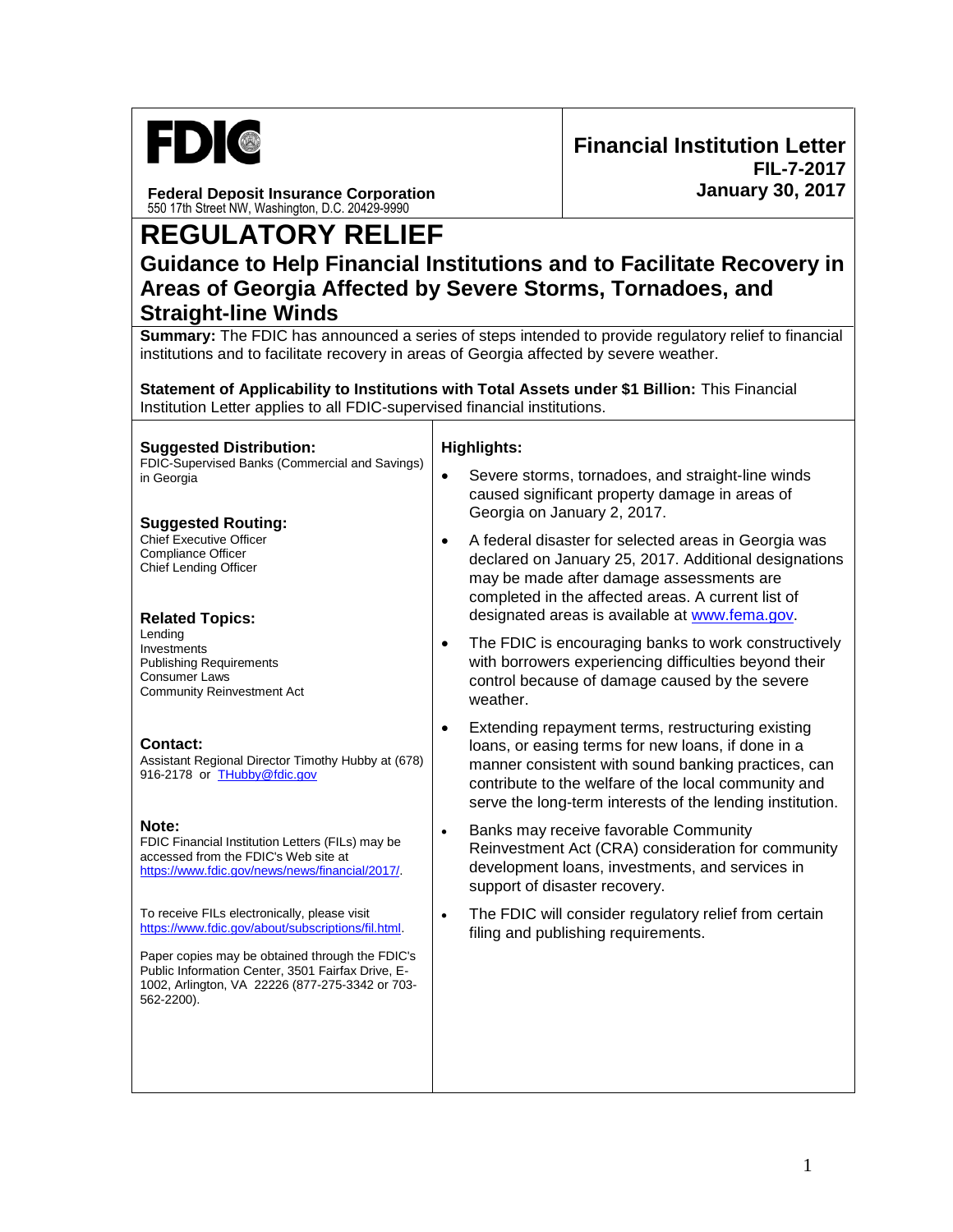FDIC

**Federal Deposit Insurance Corporation**
550 17th Street NW, Washington, D.C. 20429-9990

**Financial Institution Letter**
**FIL-7-2017**
**January 30, 2017**

# REGULATORY RELIEF

## Guidance to Help Financial Institutions and to Facilitate Recovery in Areas of Georgia Affected by Severe Storms, Tornadoes, and Straight-line Winds

**Summary:** The FDIC has announced a series of steps intended to provide regulatory relief to financial institutions and to facilitate recovery in areas of Georgia affected by severe weather.

**Statement of Applicability to Institutions with Total Assets under $1 Billion:** This Financial Institution Letter applies to all FDIC-supervised financial institutions.

**Suggested Distribution:**
FDIC-Supervised Banks (Commercial and Savings) in Georgia

**Suggested Routing:**
Chief Executive Officer
Compliance Officer
Chief Lending Officer

**Related Topics:**
Lending
Investments
Publishing Requirements
Consumer Laws
Community Reinvestment Act

**Contact:**
Assistant Regional Director Timothy Hubby at (678) 916-2178 or THubby@fdic.gov

**Note:**
FDIC Financial Institution Letters (FILs) may be accessed from the FDIC's Web site at https://www.fdic.gov/news/news/financial/2017/.

To receive FILs electronically, please visit https://www.fdic.gov/about/subscriptions/fil.html.

Paper copies may be obtained through the FDIC's Public Information Center, 3501 Fairfax Drive, E-1002, Arlington, VA 22226 (877-275-3342 or 703-562-2200).

**Highlights:**

- Severe storms, tornadoes, and straight-line winds caused significant property damage in areas of Georgia on January 2, 2017.
- A federal disaster for selected areas in Georgia was declared on January 25, 2017. Additional designations may be made after damage assessments are completed in the affected areas. A current list of designated areas is available at www.fema.gov.
- The FDIC is encouraging banks to work constructively with borrowers experiencing difficulties beyond their control because of damage caused by the severe weather.
- Extending repayment terms, restructuring existing loans, or easing terms for new loans, if done in a manner consistent with sound banking practices, can contribute to the welfare of the local community and serve the long-term interests of the lending institution.
- Banks may receive favorable Community Reinvestment Act (CRA) consideration for community development loans, investments, and services in support of disaster recovery.
- The FDIC will consider regulatory relief from certain filing and publishing requirements.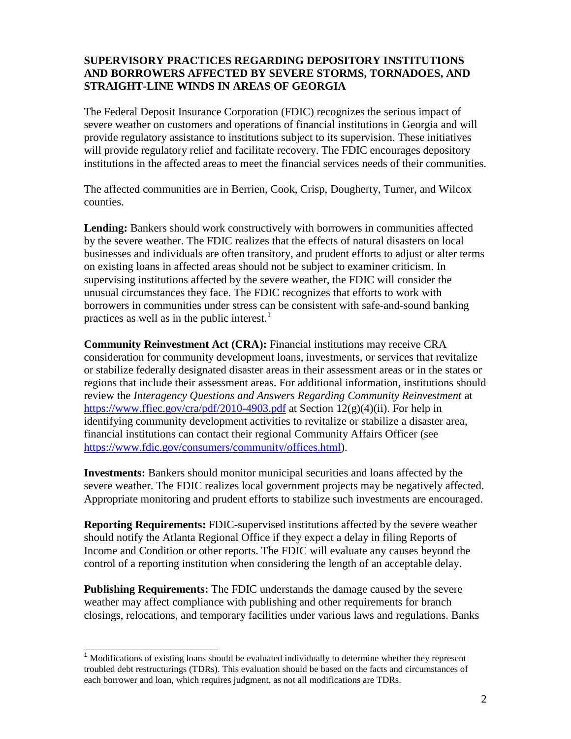**SUPERVISORY PRACTICES REGARDING DEPOSITORY INSTITUTIONS AND BORROWERS AFFECTED BY SEVERE STORMS, TORNADOES, AND STRAIGHT-LINE WINDS IN AREAS OF GEORGIA**

The Federal Deposit Insurance Corporation (FDIC) recognizes the serious impact of severe weather on customers and operations of financial institutions in Georgia and will provide regulatory assistance to institutions subject to its supervision. These initiatives will provide regulatory relief and facilitate recovery. The FDIC encourages depository institutions in the affected areas to meet the financial services needs of their communities.

The affected communities are in Berrien, Cook, Crisp, Dougherty, Turner, and Wilcox counties.

**Lending:** Bankers should work constructively with borrowers in communities affected by the severe weather. The FDIC realizes that the effects of natural disasters on local businesses and individuals are often transitory, and prudent efforts to adjust or alter terms on existing loans in affected areas should not be subject to examiner criticism. In supervising institutions affected by the severe weather, the FDIC will consider the unusual circumstances they face. The FDIC recognizes that efforts to work with borrowers in communities under stress can be consistent with safe-and-sound banking practices as well as in the public interest.[1]

**Community Reinvestment Act (CRA):** Financial institutions may receive CRA consideration for community development loans, investments, or services that revitalize or stabilize federally designated disaster areas in their assessment areas or in the states or regions that include their assessment areas. For additional information, institutions should review the *Interagency Questions and Answers Regarding Community Reinvestment* at https://www.ffiec.gov/cra/pdf/2010-4903.pdf at Section 12(g)(4)(ii). For help in identifying community development activities to revitalize or stabilize a disaster area, financial institutions can contact their regional Community Affairs Officer (see https://www.fdic.gov/consumers/community/offices.html).

**Investments:** Bankers should monitor municipal securities and loans affected by the severe weather. The FDIC realizes local government projects may be negatively affected. Appropriate monitoring and prudent efforts to stabilize such investments are encouraged.

**Reporting Requirements:** FDIC-supervised institutions affected by the severe weather should notify the Atlanta Regional Office if they expect a delay in filing Reports of Income and Condition or other reports. The FDIC will evaluate any causes beyond the control of a reporting institution when considering the length of an acceptable delay.

**Publishing Requirements:** The FDIC understands the damage caused by the severe weather may affect compliance with publishing and other requirements for branch closings, relocations, and temporary facilities under various laws and regulations. Banks

[1] Modifications of existing loans should be evaluated individually to determine whether they represent troubled debt restructurings (TDRs). This evaluation should be based on the facts and circumstances of each borrower and loan, which requires judgment, as not all modifications are TDRs.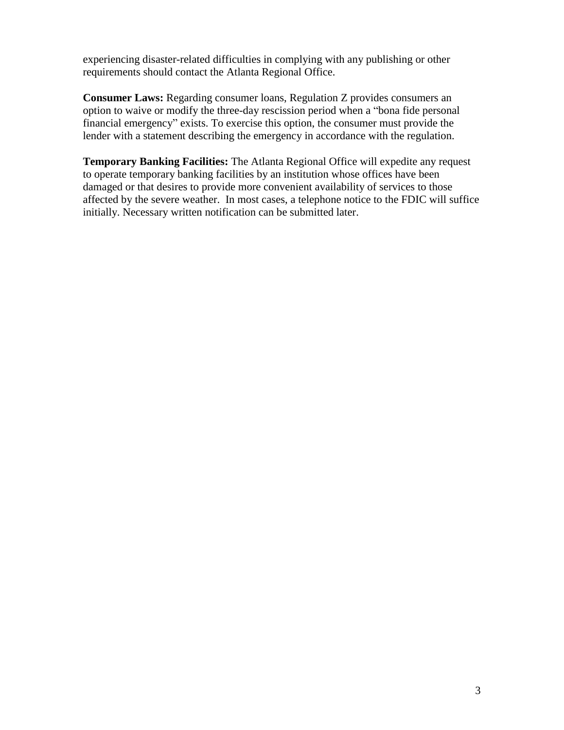experiencing disaster-related difficulties in complying with any publishing or other requirements should contact the Atlanta Regional Office.

**Consumer Laws:** Regarding consumer loans, Regulation Z provides consumers an option to waive or modify the three-day rescission period when a "bona fide personal financial emergency" exists. To exercise this option, the consumer must provide the lender with a statement describing the emergency in accordance with the regulation.

**Temporary Banking Facilities:** The Atlanta Regional Office will expedite any request to operate temporary banking facilities by an institution whose offices have been damaged or that desires to provide more convenient availability of services to those affected by the severe weather. In most cases, a telephone notice to the FDIC will suffice initially. Necessary written notification can be submitted later.